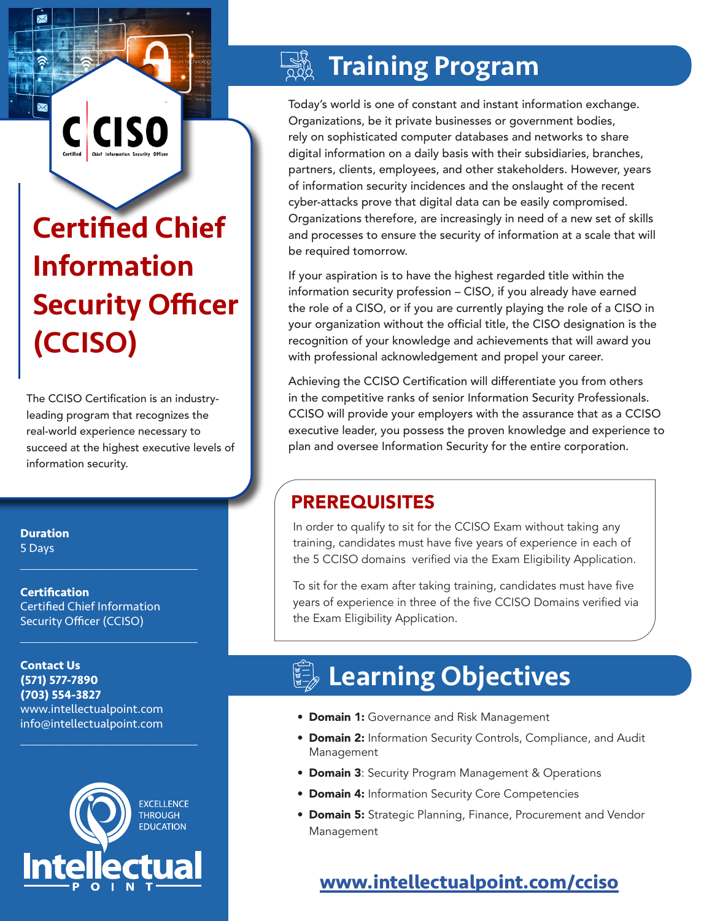# Certified Chief Information Security Officer (CCISO)

The CCISO Certification is an industry-leading program that recognizes the real-world experience necessary to succeed at the highest executive levels of information security.

**Duration**
5 Days

**Certification**
Certified Chief Information Security Officer (CCISO)

**Contact Us**
**(571) 577-7890**
**(703) 554-3827**
www.intellectualpoint.com
info@intellectualpoint.com

EXCELLENCE THROUGH EDUCATION

Intellectual POINT

## Training Program

Today's world is one of constant and instant information exchange. Organizations, be it private businesses or government bodies, rely on sophisticated computer databases and networks to share digital information on a daily basis with their subsidiaries, branches, partners, clients, employees, and other stakeholders. However, years of information security incidences and the onslaught of the recent cyber-attacks prove that digital data can be easily compromised. Organizations therefore, are increasingly in need of a new set of skills and processes to ensure the security of information at a scale that will be required tomorrow.

If your aspiration is to have the highest regarded title within the information security profession – CISO, if you already have earned the role of a CISO, or if you are currently playing the role of a CISO in your organization without the official title, the CISO designation is the recognition of your knowledge and achievements that will award you with professional acknowledgement and propel your career.

Achieving the CCISO Certification will differentiate you from others in the competitive ranks of senior Information Security Professionals. CCISO will provide your employers with the assurance that as a CCISO executive leader, you possess the proven knowledge and experience to plan and oversee Information Security for the entire corporation.

### PREREQUISITES

In order to qualify to sit for the CCISO Exam without taking any training, candidates must have five years of experience in each of the 5 CCISO domains verified via the Exam Eligibility Application.

To sit for the exam after taking training, candidates must have five years of experience in three of the five CCISO Domains verified via the Exam Eligibility Application.

## Learning Objectives

- **Domain 1:** Governance and Risk Management
- **Domain 2:** Information Security Controls, Compliance, and Audit Management
- **Domain 3**: Security Program Management & Operations
- **Domain 4:** Information Security Core Competencies
- **Domain 5:** Strategic Planning, Finance, Procurement and Vendor Management

**www.intellectualpoint.com/cciso**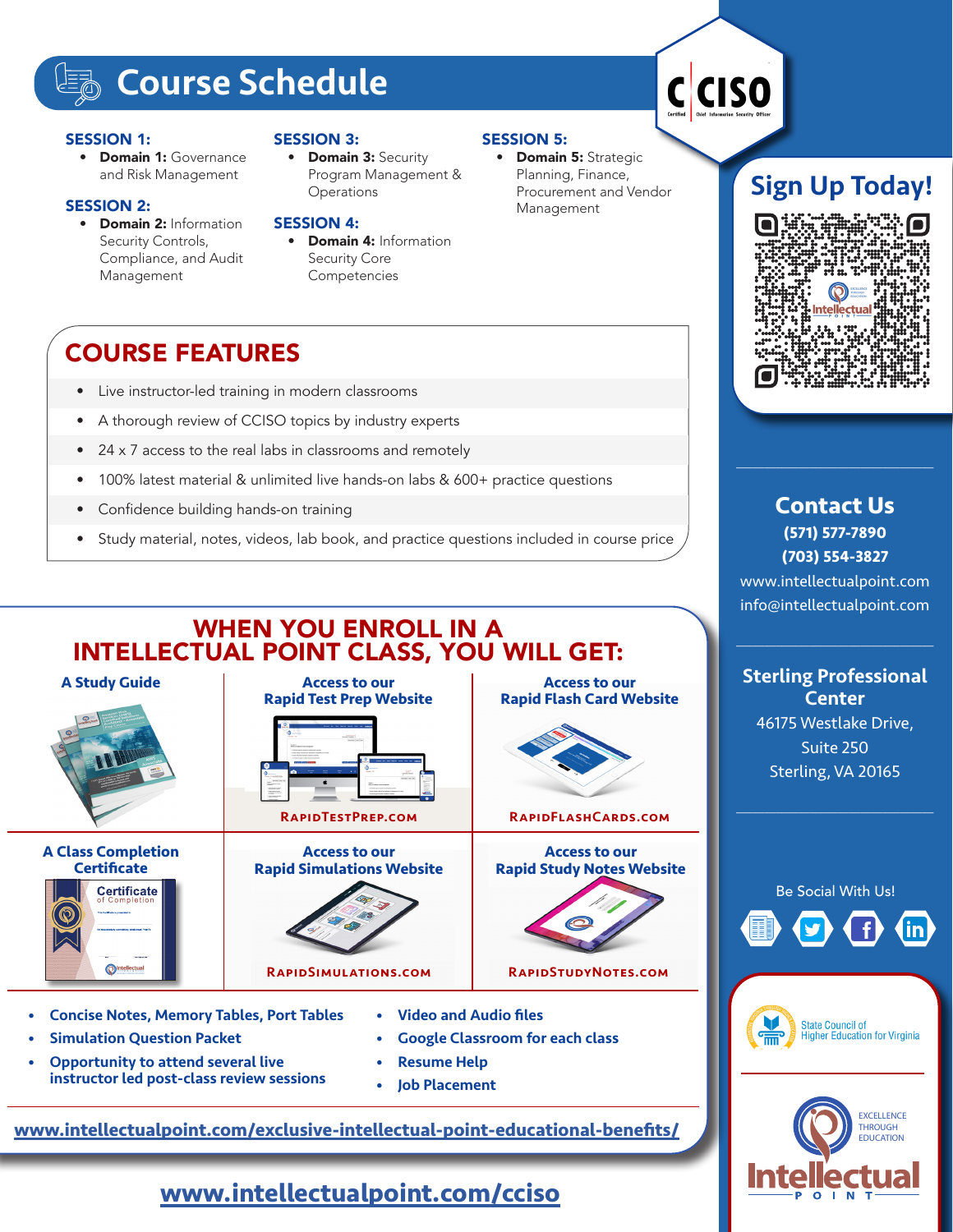# Course Schedule

**SESSION 1:**

- **Domain 1:** Governance and Risk Management

**SESSION 2:**

- **Domain 2:** Information Security Controls, Compliance, and Audit Management

**SESSION 3:**

- **Domain 3:** Security Program Management & Operations

**SESSION 4:**

- **Domain 4:** Information Security Core Competencies

**SESSION 5:**

- **Domain 5:** Strategic Planning, Finance, Procurement and Vendor Management

## COURSE FEATURES

- Live instructor-led training in modern classrooms
- A thorough review of CCISO topics by industry experts
- 24 x 7 access to the real labs in classrooms and remotely
- 100% latest material & unlimited live hands-on labs & 600+ practice questions
- Confidence building hands-on training
- Study material, notes, videos, lab book, and practice questions included in course price

## WHEN YOU ENROLL IN A INTELLECTUAL POINT CLASS, YOU WILL GET:

| | | |
|---|---|---|
| **A Study Guide** | **Access to our Rapid Test Prep Website** RapidTestPrep.com | **Access to our Rapid Flash Card Website** RapidFlashCards.com |
| **A Class Completion Certificate** | **Access to our Rapid Simulations Website** RapidSimulations.com | **Access to our Rapid Study Notes Website** RapidStudyNotes.com |

- **Concise Notes, Memory Tables, Port Tables**
- **Simulation Question Packet**
- **Opportunity to attend several live instructor led post-class review sessions**
- **Video and Audio files**
- **Google Classroom for each class**
- **Resume Help**
- **Job Placement**

**www.intellectualpoint.com/exclusive-intellectual-point-educational-benefits/**

**www.intellectualpoint.com/cciso**

## Sign Up Today!

## Contact Us

**(571) 577-7890**
**(703) 554-3827**
www.intellectualpoint.com
info@intellectualpoint.com

## Sterling Professional Center

46175 Westlake Drive,
Suite 250
Sterling, VA 20165

Be Social With Us!

State Council of Higher Education for Virginia

Intellectual Point — Excellence Through Education